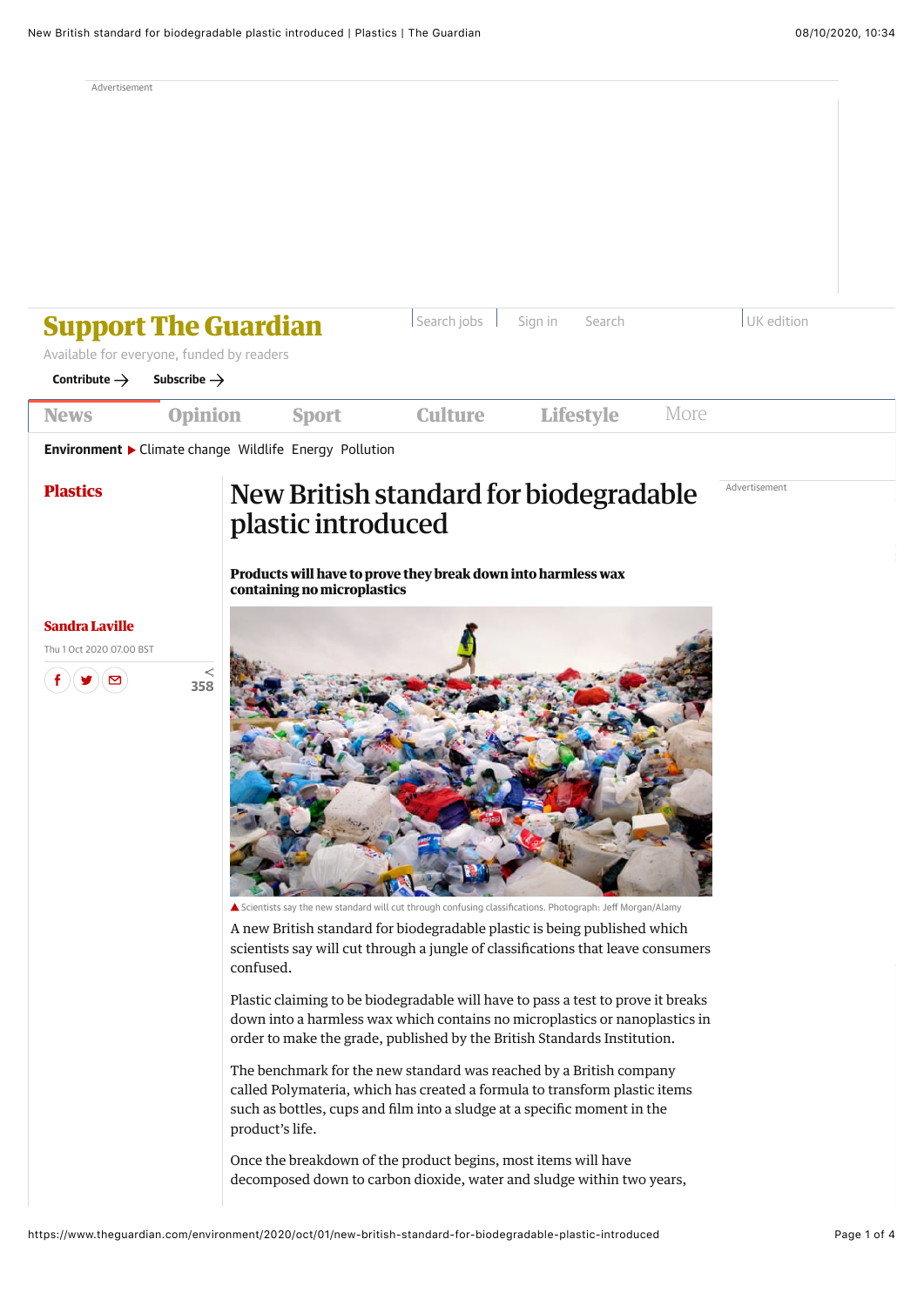Plastics

# New British standard for biodegradable plastic introduced

**Products will have to prove they break down into harmless wax containing no microplastics**

**Sandra Laville**

Thu 1 Oct 2020 07.00 BST

Scientists say the new standard will cut through confusing classifications. Photograph: Jeff Morgan/Alamy

A new British standard for biodegradable plastic is being published which scientists say will cut through a jungle of classifications that leave consumers confused.

Plastic claiming to be biodegradable will have to pass a test to prove it breaks down into a harmless wax which contains no microplastics or nanoplastics in order to make the grade, published by the British Standards Institution.

The benchmark for the new standard was reached by a British company called Polymateria, which has created a formula to transform plastic items such as bottles, cups and film into a sludge at a specific moment in the product's life.

Once the breakdown of the product begins, most items will have decomposed down to carbon dioxide, water and sludge within two years,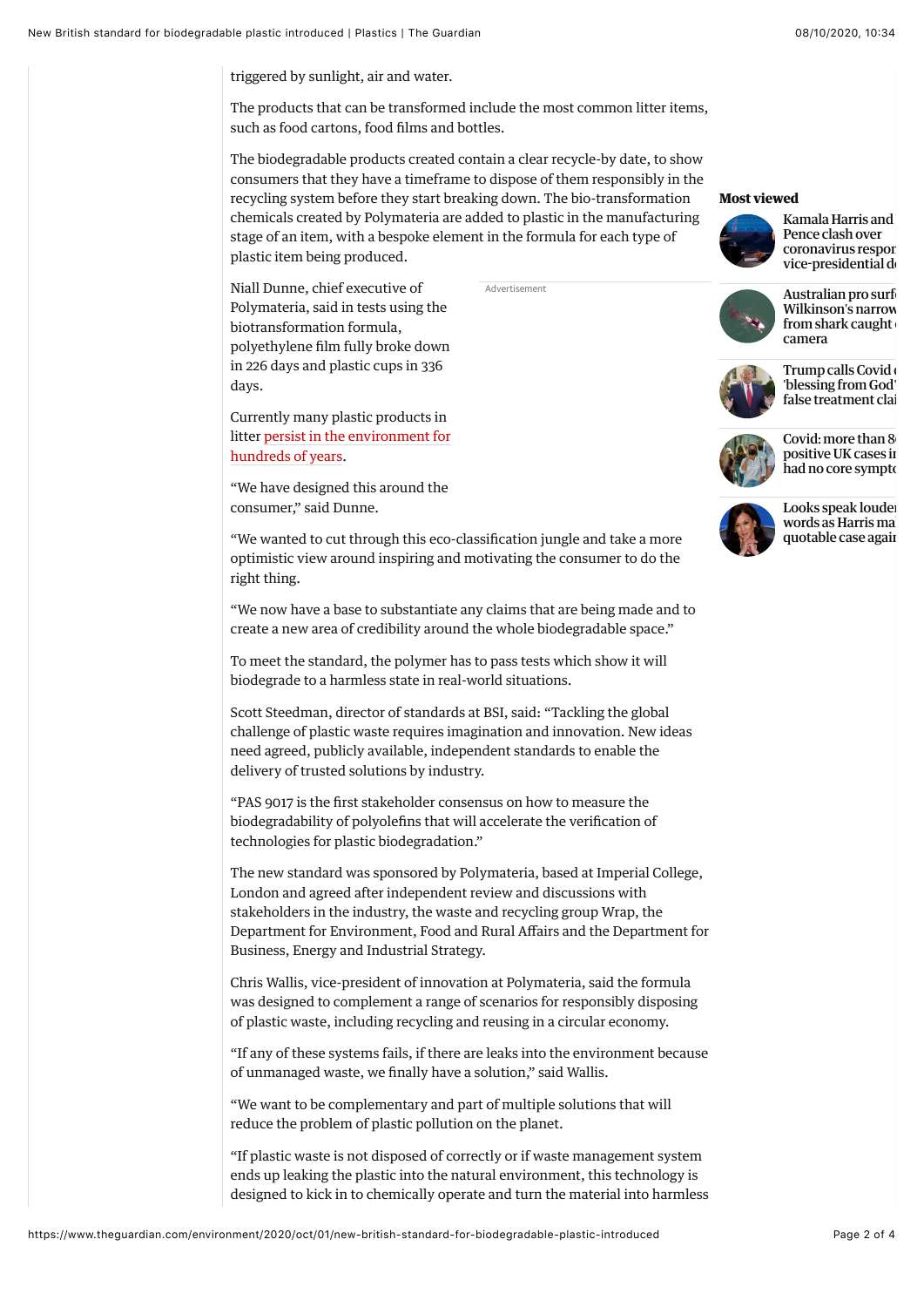triggered by sunlight, air and water.

The products that can be transformed include the most common litter items, such as food cartons, food films and bottles.

The biodegradable products created contain a clear recycle-by date, to show consumers that they have a timeframe to dispose of them responsibly in the recycling system before they start breaking down. The bio-transformation chemicals created by Polymateria are added to plastic in the manufacturing stage of an item, with a bespoke element in the formula for each type of plastic item being produced.

Niall Dunne, chief executive of Polymateria, said in tests using the biotransformation formula, polyethylene film fully broke down in 226 days and plastic cups in 336 days.

Currently many plastic products in litter persist in the environment for hundreds of years.

"We have designed this around the consumer," said Dunne.

"We wanted to cut through this eco-classification jungle and take a more optimistic view around inspiring and motivating the consumer to do the right thing.

"We now have a base to substantiate any claims that are being made and to create a new area of credibility around the whole biodegradable space."

To meet the standard, the polymer has to pass tests which show it will biodegrade to a harmless state in real-world situations.

Scott Steedman, director of standards at BSI, said: "Tackling the global challenge of plastic waste requires imagination and innovation. New ideas need agreed, publicly available, independent standards to enable the delivery of trusted solutions by industry.

"PAS 9017 is the first stakeholder consensus on how to measure the biodegradability of polyolefins that will accelerate the verification of technologies for plastic biodegradation."

The new standard was sponsored by Polymateria, based at Imperial College, London and agreed after independent review and discussions with stakeholders in the industry, the waste and recycling group Wrap, the Department for Environment, Food and Rural Affairs and the Department for Business, Energy and Industrial Strategy.

Chris Wallis, vice-president of innovation at Polymateria, said the formula was designed to complement a range of scenarios for responsibly disposing of plastic waste, including recycling and reusing in a circular economy.

"If any of these systems fails, if there are leaks into the environment because of unmanaged waste, we finally have a solution," said Wallis.

"We want to be complementary and part of multiple solutions that will reduce the problem of plastic pollution on the planet.

"If plastic waste is not disposed of correctly or if waste management system ends up leaking the plastic into the natural environment, this technology is designed to kick in to chemically operate and turn the material into harmless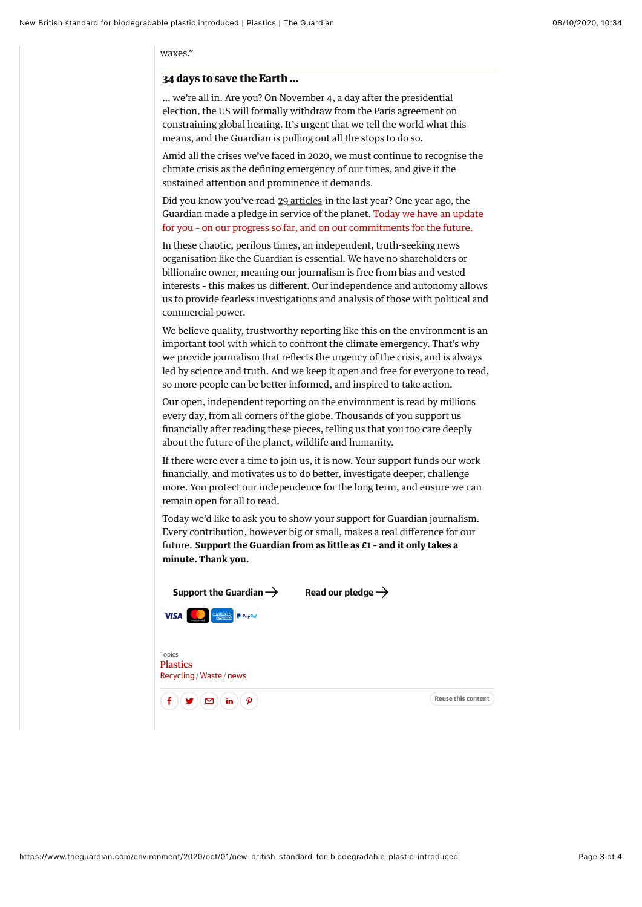waxes."

### 34 days to save the Earth ...

... we're all in. Are you? On November 4, a day after the presidential election, the US will formally withdraw from the Paris agreement on constraining global heating. It's urgent that we tell the world what this means, and the Guardian is pulling out all the stops to do so.

Amid all the crises we've faced in 2020, we must continue to recognise the climate crisis as the defining emergency of our times, and give it the sustained attention and prominence it demands.

Did you know you've read 29 articles in the last year? One year ago, the Guardian made a pledge in service of the planet. Today we have an update for you - on our progress so far, and on our commitments for the future.

In these chaotic, perilous times, an independent, truth-seeking news organisation like the Guardian is essential. We have no shareholders or billionaire owner, meaning our journalism is free from bias and vested interests - this makes us different. Our independence and autonomy allows us to provide fearless investigations and analysis of those with political and commercial power.

We believe quality, trustworthy reporting like this on the environment is an important tool with which to confront the climate emergency. That's why we provide journalism that reflects the urgency of the crisis, and is always led by science and truth. And we keep it open and free for everyone to read, so more people can be better informed, and inspired to take action.

Our open, independent reporting on the environment is read by millions every day, from all corners of the globe. Thousands of you support us financially after reading these pieces, telling us that you too care deeply about the future of the planet, wildlife and humanity.

If there were ever a time to join us, it is now. Your support funds our work financially, and motivates us to do better, investigate deeper, challenge more. You protect our independence for the long term, and ensure we can remain open for all to read.

Today we'd like to ask you to show your support for Guardian journalism. Every contribution, however big or small, makes a real difference for our future. **Support the Guardian from as little as £1 - and it only takes a minute. Thank you.**

Support the Guardian →    Read our pledge →

Topics
Plastics
Recycling / Waste / news

Reuse this content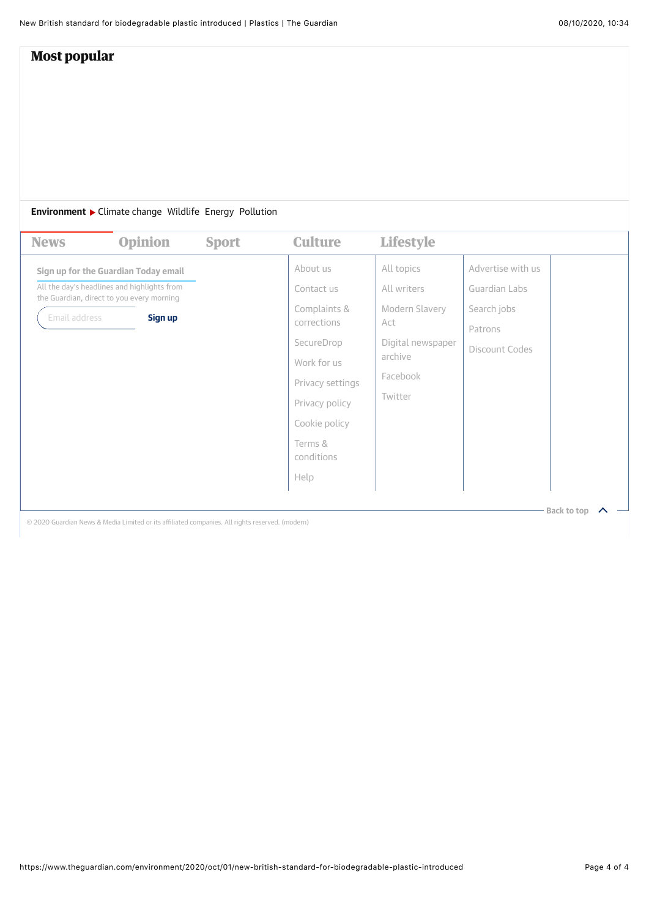## Most popular

**Environment** ▶ Climate change Wildlife Energy Pollution

News Opinion Sport Culture Lifestyle

Sign up for the Guardian Today email

All the day's headlines and highlights from the Guardian, direct to you every morning

Email address **Sign up**

About us
Contact us
Complaints & corrections
SecureDrop
Work for us
Privacy settings
Privacy policy
Cookie policy
Terms & conditions
Help

All topics
All writers
Modern Slavery Act
Digital newspaper archive
Facebook
Twitter

Advertise with us
Guardian Labs
Search jobs
Patrons
Discount Codes

Back to top

© 2020 Guardian News & Media Limited or its affiliated companies. All rights reserved. (modern)